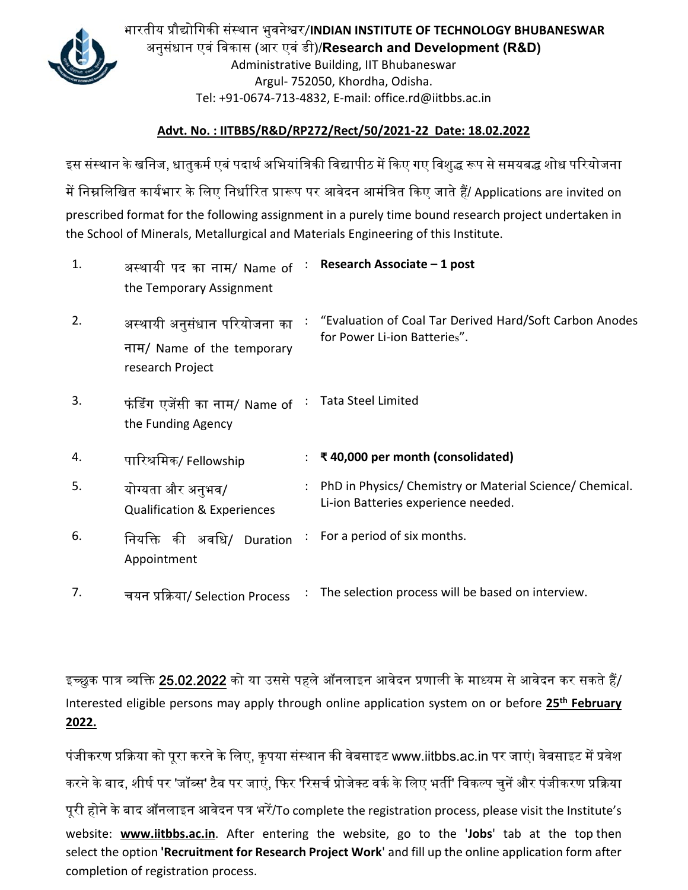भारतीय प्रौद्योगिकी संस्थान भुवनेश्वर/**INDIAN INSTITUTE OF TECHNOLOGY BHUBANESWAR**
अनुसंधान एवं विकास (आर एवं डी)/**Research and Development (R&D)**
Administrative Building, IIT Bhubaneswar
Argul- 752050, Khordha, Odisha.
Tel: +91-0674-713-4832, E-mail: office.rd@iitbbs.ac.in

**Advt. No. : IITBBS/R&D/RP272/Rect/50/2021-22 Date: 18.02.2022**

इस संस्थान के खनिज, धातुकर्म एवं पदार्थ अभियांत्रिकी विद्यापीठ में किए गए विशुद्ध रूप से समयबद्ध शोध परियोजना में निम्नलिखित कार्यभार के लिए निर्धारित प्रारूप पर आवेदन आमंत्रित किए जाते हैं/ Applications are invited on prescribed format for the following assignment in a purely time bound research project undertaken in the School of Minerals, Metallurgical and Materials Engineering of this Institute.

| | | | |
|---|---|---|---|
| 1. | अस्थायी पद का नाम/ Name of the Temporary Assignment | : | **Research Associate – 1 post** |
| 2. | अस्थायी अनुसंधान परियोजना का नाम/ Name of the temporary research Project | : | "Evaluation of Coal Tar Derived Hard/Soft Carbon Anodes for Power Li-ion Batteries". |
| 3. | फंडिंग एजेंसी का नाम/ Name of the Funding Agency | : | Tata Steel Limited |
| 4. | पारिश्रमिक/ Fellowship | : | **₹ 40,000 per month (consolidated)** |
| 5. | योग्यता और अनुभव/ Qualification & Experiences | : | PhD in Physics/ Chemistry or Material Science/ Chemical. Li-ion Batteries experience needed. |
| 6. | नियक्ति की अवधि/ Duration Appointment | : | For a period of six months. |
| 7. | चयन प्रक्रिया/ Selection Process | : | The selection process will be based on interview. |

इच्छुक पात्र व्यक्ति 25.02.2022 को या उससे पहले ऑनलाइन आवेदन प्रणाली के माध्यम से आवेदन कर सकते हैं/ Interested eligible persons may apply through online application system on or before **25th February 2022.**

पंजीकरण प्रक्रिया को पूरा करने के लिए, कृपया संस्थान की वेबसाइट www.iitbbs.ac.in पर जाएं। वेबसाइट में प्रवेश करने के बाद, शीर्ष पर 'जॉब्स' टैब पर जाएं, फिर 'रिसर्च प्रोजेक्ट वर्क के लिए भर्ती' विकल्प चुनें और पंजीकरण प्रक्रिया पूरी होने के बाद ऑनलाइन आवेदन पत्र भरें/To complete the registration process, please visit the Institute's website: **www.iitbbs.ac.in**. After entering the website, go to the '**Jobs**' tab at the top then select the option **'Recruitment for Research Project Work**' and fill up the online application form after completion of registration process.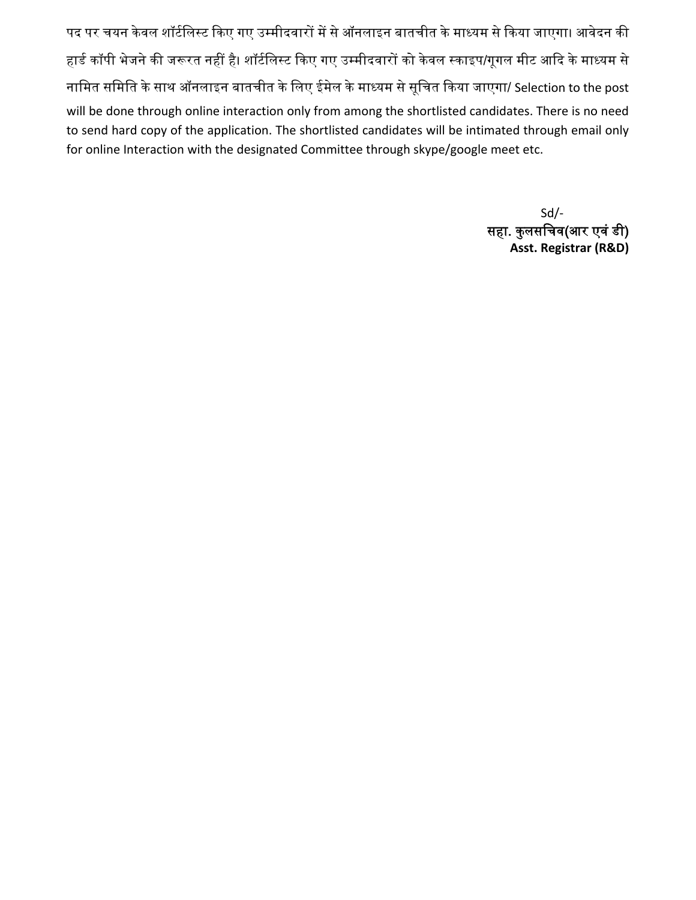पद पर चयन केवल शॉर्टलिस्ट किए गए उम्मीदवारों में से ऑनलाइन बातचीत के माध्यम से किया जाएगा। आवेदन की हार्ड कॉपी भेजने की जरूरत नहीं है। शॉर्टलिस्ट किए गए उम्मीदवारों को केवल स्काइप/गूगल मीट आदि के माध्यम से नामित समिति के साथ ऑनलाइन बातचीत के लिए ईमेल के माध्यम से सूचित किया जाएगा/ Selection to the post will be done through online interaction only from among the shortlisted candidates. There is no need to send hard copy of the application. The shortlisted candidates will be intimated through email only for online Interaction with the designated Committee through skype/google meet etc.

Sd/-
**सहा. कुलसचिव(आर एवं डी)**
**Asst. Registrar (R&D)**